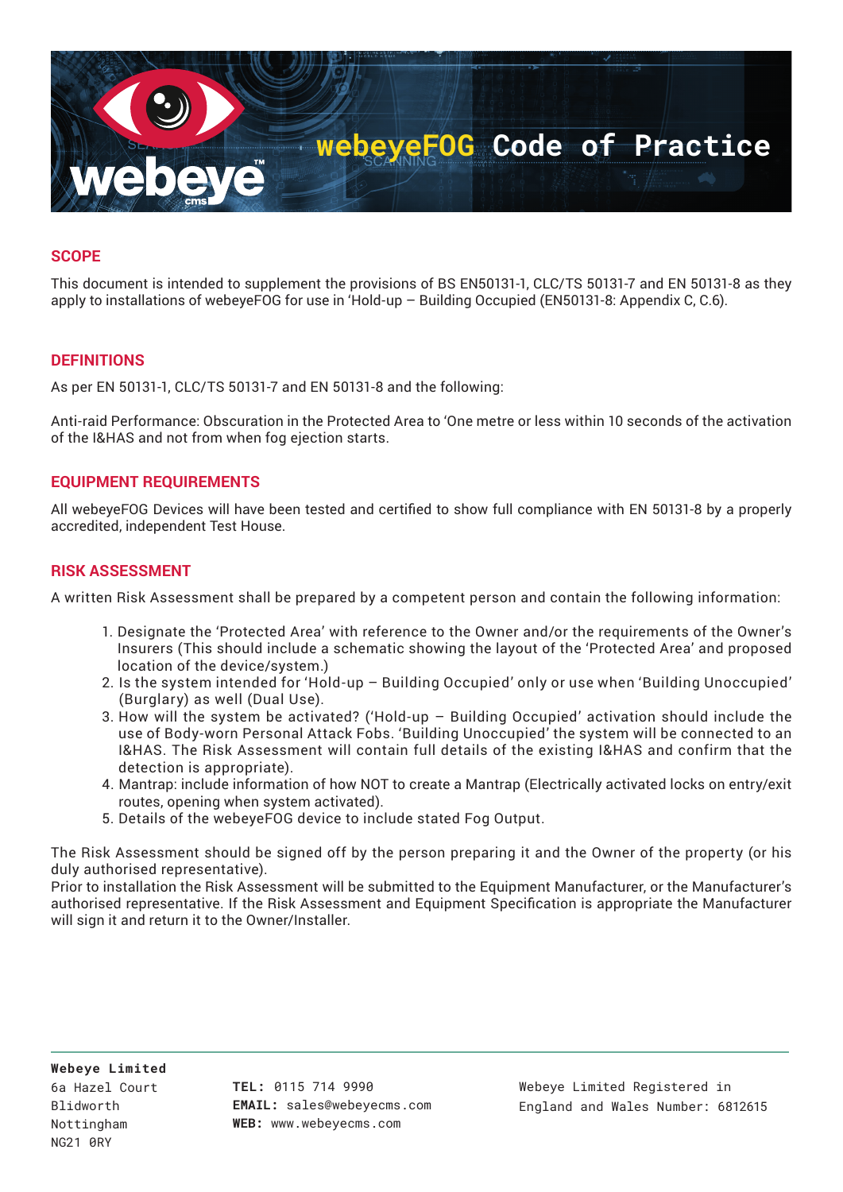# webeyeFOG Code of Practice

## SCOPE

This document is intended to supplement the provisions of BS EN50131-1, CLC/TS 50131-7 and EN 50131-8 as they apply to installations of webeyeFOG for use in 'Hold-up – Building Occupied (EN50131-8: Appendix C, C.6).

## DEFINITIONS

As per EN 50131-1, CLC/TS 50131-7 and EN 50131-8 and the following:

Anti-raid Performance: Obscuration in the Protected Area to 'One metre or less within 10 seconds of the activation of the I&HAS and not from when fog ejection starts.

## EQUIPMENT REQUIREMENTS

All webeyeFOG Devices will have been tested and certified to show full compliance with EN 50131-8 by a properly accredited, independent Test House.

## RISK ASSESSMENT

A written Risk Assessment shall be prepared by a competent person and contain the following information:

1. Designate the 'Protected Area' with reference to the Owner and/or the requirements of the Owner's Insurers (This should include a schematic showing the layout of the 'Protected Area' and proposed location of the device/system.)
2. Is the system intended for 'Hold-up – Building Occupied' only or use when 'Building Unoccupied' (Burglary) as well (Dual Use).
3. How will the system be activated? ('Hold-up – Building Occupied' activation should include the use of Body-worn Personal Attack Fobs. 'Building Unoccupied' the system will be connected to an I&HAS. The Risk Assessment will contain full details of the existing I&HAS and confirm that the detection is appropriate).
4. Mantrap: include information of how NOT to create a Mantrap (Electrically activated locks on entry/exit routes, opening when system activated).
5. Details of the webeyeFOG device to include stated Fog Output.

The Risk Assessment should be signed off by the person preparing it and the Owner of the property (or his duly authorised representative).
Prior to installation the Risk Assessment will be submitted to the Equipment Manufacturer, or the Manufacturer's authorised representative. If the Risk Assessment and Equipment Specification is appropriate the Manufacturer will sign it and return it to the Owner/Installer.

**Webeye Limited**
6a Hazel Court
Blidworth
Nottingham
NG21 0RY

**TEL:** 0115 714 9990
**EMAIL:** sales@webeyecms.com
**WEB:** www.webeyecms.com

Webeye Limited Registered in England and Wales Number: 6812615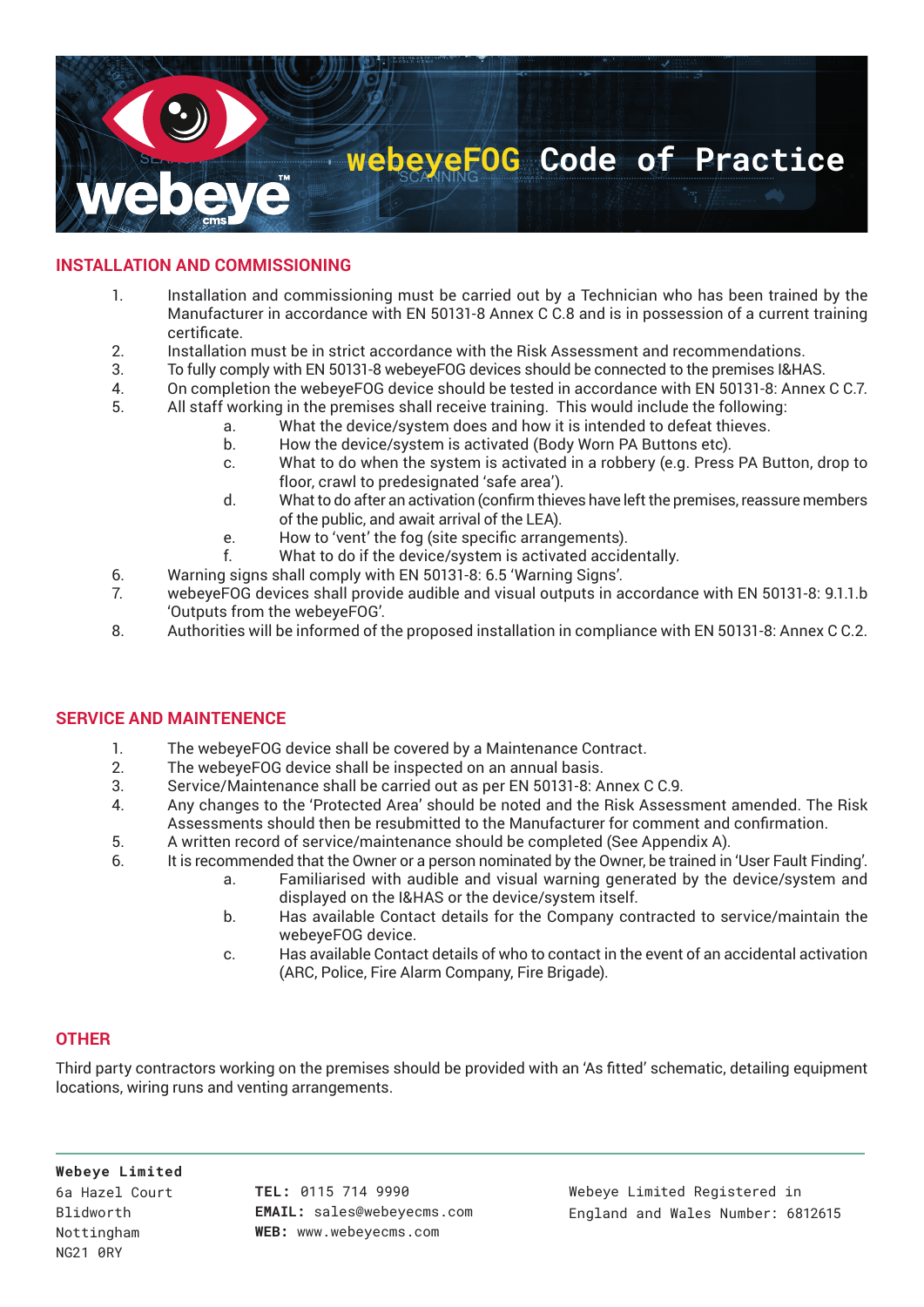# webeyeFOG Code of Practice

## INSTALLATION AND COMMISSIONING

1. Installation and commissioning must be carried out by a Technician who has been trained by the Manufacturer in accordance with EN 50131-8 Annex C C.8 and is in possession of a current training certificate.
2. Installation must be in strict accordance with the Risk Assessment and recommendations.
3. To fully comply with EN 50131-8 webeyeFOG devices should be connected to the premises I&HAS.
4. On completion the webeyeFOG device should be tested in accordance with EN 50131-8: Annex C C.7.
5. All staff working in the premises shall receive training. This would include the following:
   a. What the device/system does and how it is intended to defeat thieves.
   b. How the device/system is activated (Body Worn PA Buttons etc).
   c. What to do when the system is activated in a robbery (e.g. Press PA Button, drop to floor, crawl to predesignated 'safe area').
   d. What to do after an activation (confirm thieves have left the premises, reassure members of the public, and await arrival of the LEA).
   e. How to 'vent' the fog (site specific arrangements).
   f. What to do if the device/system is activated accidentally.
6. Warning signs shall comply with EN 50131-8: 6.5 'Warning Signs'.
7. webeyeFOG devices shall provide audible and visual outputs in accordance with EN 50131-8: 9.1.1.b 'Outputs from the webeyeFOG'.
8. Authorities will be informed of the proposed installation in compliance with EN 50131-8: Annex C C.2.

## SERVICE AND MAINTENENCE

1. The webeyeFOG device shall be covered by a Maintenance Contract.
2. The webeyeFOG device shall be inspected on an annual basis.
3. Service/Maintenance shall be carried out as per EN 50131-8: Annex C C.9.
4. Any changes to the 'Protected Area' should be noted and the Risk Assessment amended. The Risk Assessments should then be resubmitted to the Manufacturer for comment and confirmation.
5. A written record of service/maintenance should be completed (See Appendix A).
6. It is recommended that the Owner or a person nominated by the Owner, be trained in 'User Fault Finding'.
   a. Familiarised with audible and visual warning generated by the device/system and displayed on the I&HAS or the device/system itself.
   b. Has available Contact details for the Company contracted to service/maintain the webeyeFOG device.
   c. Has available Contact details of who to contact in the event of an accidental activation (ARC, Police, Fire Alarm Company, Fire Brigade).

## OTHER

Third party contractors working on the premises should be provided with an 'As fitted' schematic, detailing equipment locations, wiring runs and venting arrangements.

**Webeye Limited**
6a Hazel Court
Blidworth
Nottingham
NG21 0RY

**TEL:** 0115 714 9990
**EMAIL:** sales@webeyecms.com
**WEB:** www.webeyecms.com

Webeye Limited Registered in England and Wales Number: 6812615